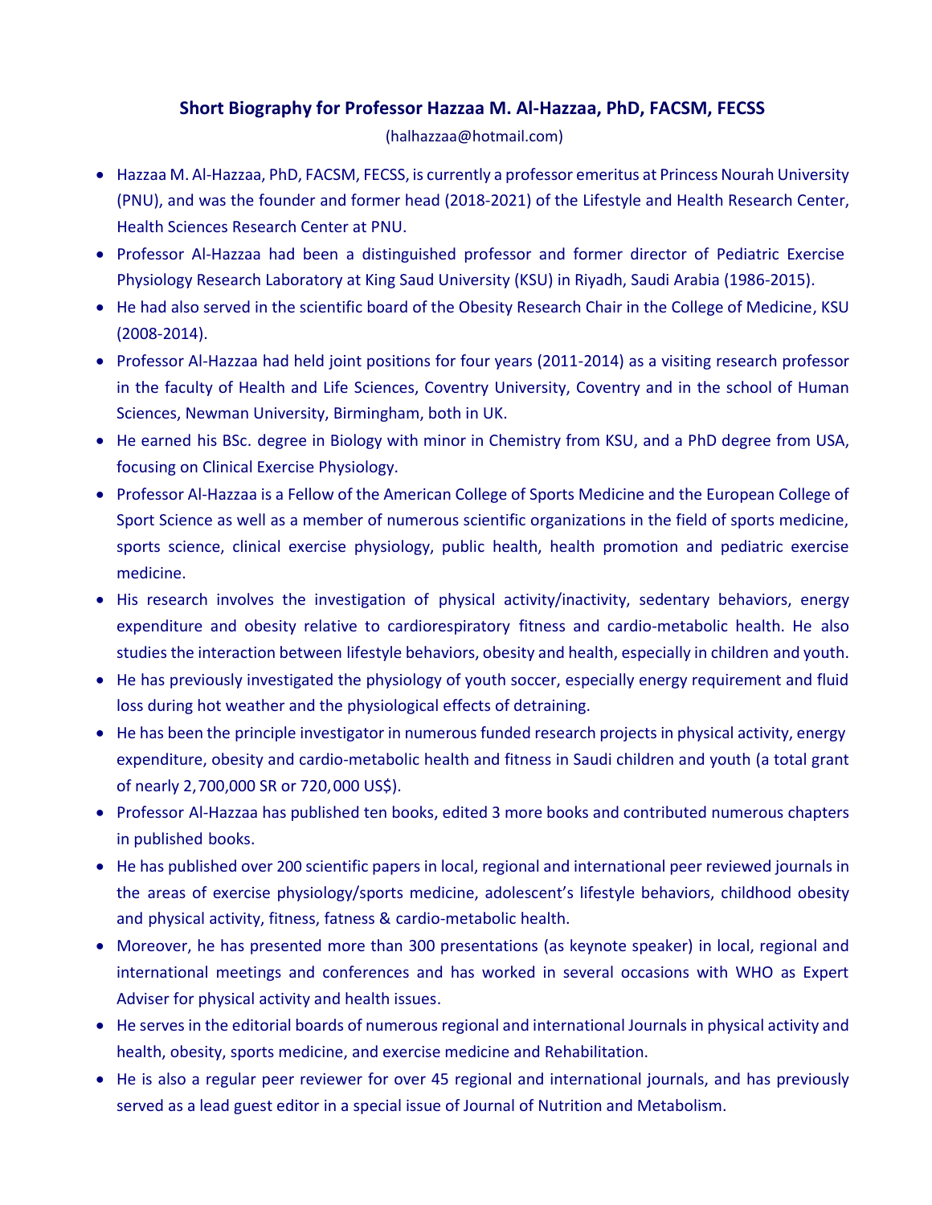# Short Biography for Professor Hazzaa M. Al-Hazzaa, PhD, FACSM, FECSS

(halhazzaa@hotmail.com)

- Hazzaa M. Al-Hazzaa, PhD, FACSM, FECSS, is currently a professor emeritus at Princess Nourah University (PNU), and was the founder and former head (2018-2021) of the Lifestyle and Health Research Center, Health Sciences Research Center at PNU.
- Professor Al-Hazzaa had been a distinguished professor and former director of Pediatric Exercise Physiology Research Laboratory at King Saud University (KSU) in Riyadh, Saudi Arabia (1986-2015).
- He had also served in the scientific board of the Obesity Research Chair in the College of Medicine, KSU (2008-2014).
- Professor Al-Hazzaa had held joint positions for four years (2011-2014) as a visiting research professor in the faculty of Health and Life Sciences, Coventry University, Coventry and in the school of Human Sciences, Newman University, Birmingham, both in UK.
- He earned his BSc. degree in Biology with minor in Chemistry from KSU, and a PhD degree from USA, focusing on Clinical Exercise Physiology.
- Professor Al-Hazzaa is a Fellow of the American College of Sports Medicine and the European College of Sport Science as well as a member of numerous scientific organizations in the field of sports medicine, sports science, clinical exercise physiology, public health, health promotion and pediatric exercise medicine.
- His research involves the investigation of physical activity/inactivity, sedentary behaviors, energy expenditure and obesity relative to cardiorespiratory fitness and cardio-metabolic health. He also studies the interaction between lifestyle behaviors, obesity and health, especially in children and youth.
- He has previously investigated the physiology of youth soccer, especially energy requirement and fluid loss during hot weather and the physiological effects of detraining.
- He has been the principle investigator in numerous funded research projects in physical activity, energy expenditure, obesity and cardio-metabolic health and fitness in Saudi children and youth (a total grant of nearly 2,700,000 SR or 720,000 US$).
- Professor Al-Hazzaa has published ten books, edited 3 more books and contributed numerous chapters in published books.
- He has published over 200 scientific papers in local, regional and international peer reviewed journals in the areas of exercise physiology/sports medicine, adolescent's lifestyle behaviors, childhood obesity and physical activity, fitness, fatness & cardio-metabolic health.
- Moreover, he has presented more than 300 presentations (as keynote speaker) in local, regional and international meetings and conferences and has worked in several occasions with WHO as Expert Adviser for physical activity and health issues.
- He serves in the editorial boards of numerous regional and international Journals in physical activity and health, obesity, sports medicine, and exercise medicine and Rehabilitation.
- He is also a regular peer reviewer for over 45 regional and international journals, and has previously served as a lead guest editor in a special issue of Journal of Nutrition and Metabolism.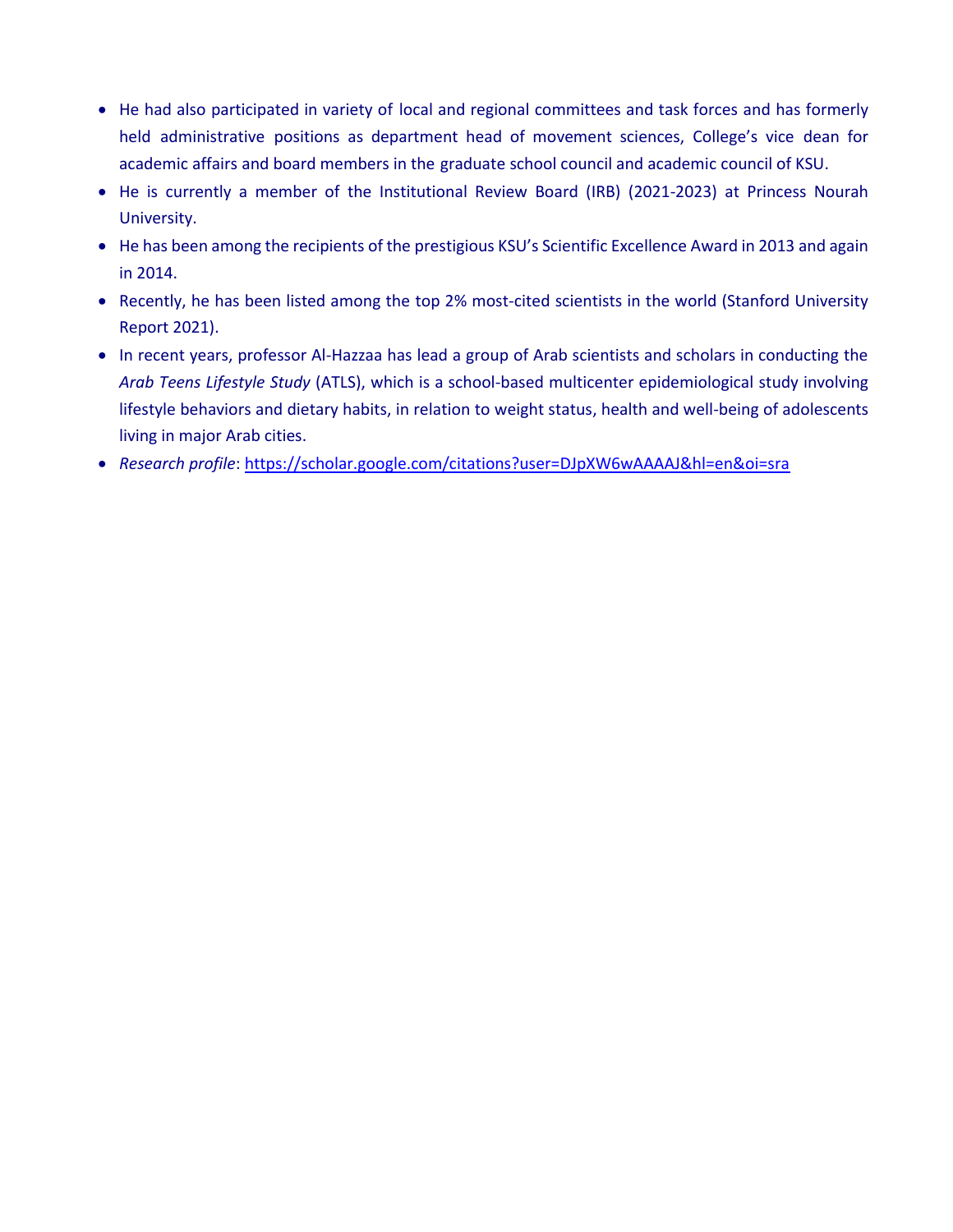- He had also participated in variety of local and regional committees and task forces and has formerly held administrative positions as department head of movement sciences, College's vice dean for academic affairs and board members in the graduate school council and academic council of KSU.
- He is currently a member of the Institutional Review Board (IRB) (2021-2023) at Princess Nourah University.
- He has been among the recipients of the prestigious KSU's Scientific Excellence Award in 2013 and again in 2014.
- Recently, he has been listed among the top 2% most-cited scientists in the world (Stanford University Report 2021).
- In recent years, professor Al-Hazzaa has lead a group of Arab scientists and scholars in conducting the *Arab Teens Lifestyle Study* (ATLS), which is a school-based multicenter epidemiological study involving lifestyle behaviors and dietary habits, in relation to weight status, health and well-being of adolescents living in major Arab cities.
- *Research profile*: [https://scholar.google.com/citations?user=DJpXW6wAAAAJ&hl=en&oi=sra](https://scholar.google.com/citations?user=DJpXW6wAAAAJ&hl=en&oi=sra)